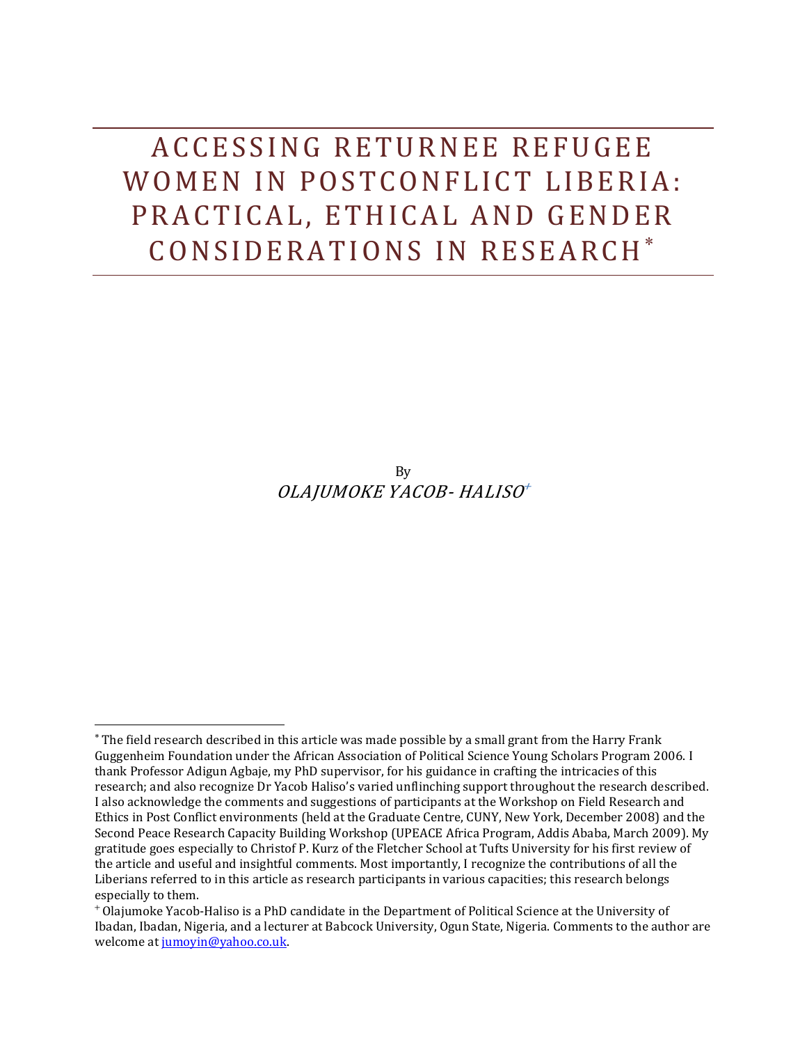# ACCESSING RETURNEE REFUGEE WOMEN IN POSTCONFLICT LIBERIA: PRACTICAL, ETHICAL AND GENDER CONSIDERATIONS IN RESEARCH*

By

*OLAJUMOKE YACOB- HALISO+*

---

* The field research described in this article was made possible by a small grant from the Harry Frank Guggenheim Foundation under the African Association of Political Science Young Scholars Program 2006. I thank Professor Adigun Agbaje, my PhD supervisor, for his guidance in crafting the intricacies of this research; and also recognize Dr Yacob Haliso's varied unflinching support throughout the research described. I also acknowledge the comments and suggestions of participants at the Workshop on Field Research and Ethics in Post Conflict environments (held at the Graduate Centre, CUNY, New York, December 2008) and the Second Peace Research Capacity Building Workshop (UPEACE Africa Program, Addis Ababa, March 2009). My gratitude goes especially to Christof P. Kurz of the Fletcher School at Tufts University for his first review of the article and useful and insightful comments. Most importantly, I recognize the contributions of all the Liberians referred to in this article as research participants in various capacities; this research belongs especially to them.

+ Olajumoke Yacob-Haliso is a PhD candidate in the Department of Political Science at the University of Ibadan, Ibadan, Nigeria, and a lecturer at Babcock University, Ogun State, Nigeria. Comments to the author are welcome at jumoyin@yahoo.co.uk.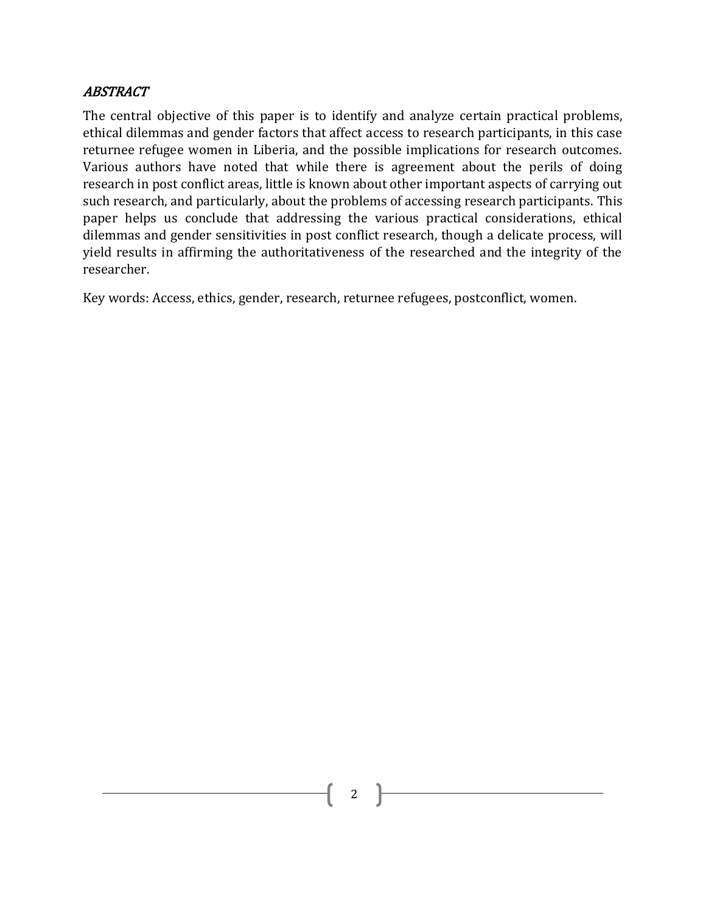## *ABSTRACT*

The central objective of this paper is to identify and analyze certain practical problems, ethical dilemmas and gender factors that affect access to research participants, in this case returnee refugee women in Liberia, and the possible implications for research outcomes. Various authors have noted that while there is agreement about the perils of doing research in post conflict areas, little is known about other important aspects of carrying out such research, and particularly, about the problems of accessing research participants. This paper helps us conclude that addressing the various practical considerations, ethical dilemmas and gender sensitivities in post conflict research, though a delicate process, will yield results in affirming the authoritativeness of the researched and the integrity of the researcher.

Key words: Access, ethics, gender, research, returnee refugees, postconflict, women.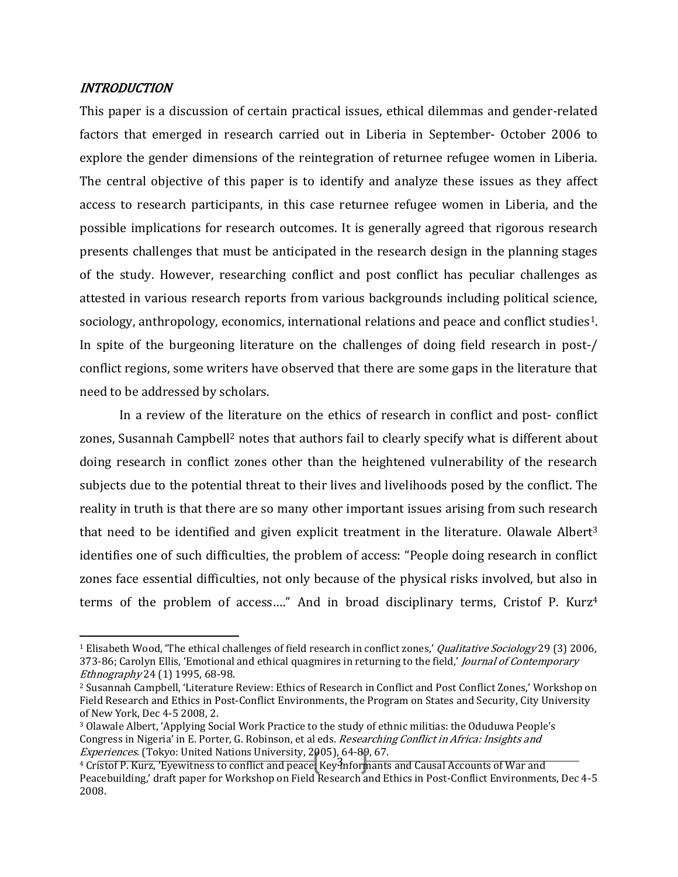### *INTRODUCTION*

This paper is a discussion of certain practical issues, ethical dilemmas and gender-related factors that emerged in research carried out in Liberia in September- October 2006 to explore the gender dimensions of the reintegration of returnee refugee women in Liberia. The central objective of this paper is to identify and analyze these issues as they affect access to research participants, in this case returnee refugee women in Liberia, and the possible implications for research outcomes. It is generally agreed that rigorous research presents challenges that must be anticipated in the research design in the planning stages of the study. However, researching conflict and post conflict has peculiar challenges as attested in various research reports from various backgrounds including political science, sociology, anthropology, economics, international relations and peace and conflict studies[1]. In spite of the burgeoning literature on the challenges of doing field research in post-/ conflict regions, some writers have observed that there are some gaps in the literature that need to be addressed by scholars.

In a review of the literature on the ethics of research in conflict and post- conflict zones, Susannah Campbell[2] notes that authors fail to clearly specify what is different about doing research in conflict zones other than the heightened vulnerability of the research subjects due to the potential threat to their lives and livelihoods posed by the conflict. The reality in truth is that there are so many other important issues arising from such research that need to be identified and given explicit treatment in the literature. Olawale Albert[3] identifies one of such difficulties, the problem of access: "People doing research in conflict zones face essential difficulties, not only because of the physical risks involved, but also in terms of the problem of access…." And in broad disciplinary terms, Cristof P. Kurz[4]

---

[1] Elisabeth Wood, 'The ethical challenges of field research in conflict zones,' *Qualitative Sociology* 29 (3) 2006, 373-86; Carolyn Ellis, 'Emotional and ethical quagmires in returning to the field,' *Journal of Contemporary Ethnography* 24 (1) 1995, 68-98.

[2] Susannah Campbell, 'Literature Review: Ethics of Research in Conflict and Post Conflict Zones,' Workshop on Field Research and Ethics in Post-Conflict Environments, the Program on States and Security, City University of New York, Dec 4-5 2008, 2.

[3] Olawale Albert, 'Applying Social Work Practice to the study of ethnic militias: the Oduduwa People's Congress in Nigeria' in E. Porter, G. Robinson, et al eds. *Researching Conflict in Africa: Insights and Experiences*. (Tokyo: United Nations University, 2005), 64-89, 67.

[4] Cristof P. Kurz, 'Eyewitness to conflict and peace: Key Informants and Causal Accounts of War and Peacebuilding,' draft paper for Workshop on Field Research and Ethics in Post-Conflict Environments, Dec 4-5 2008.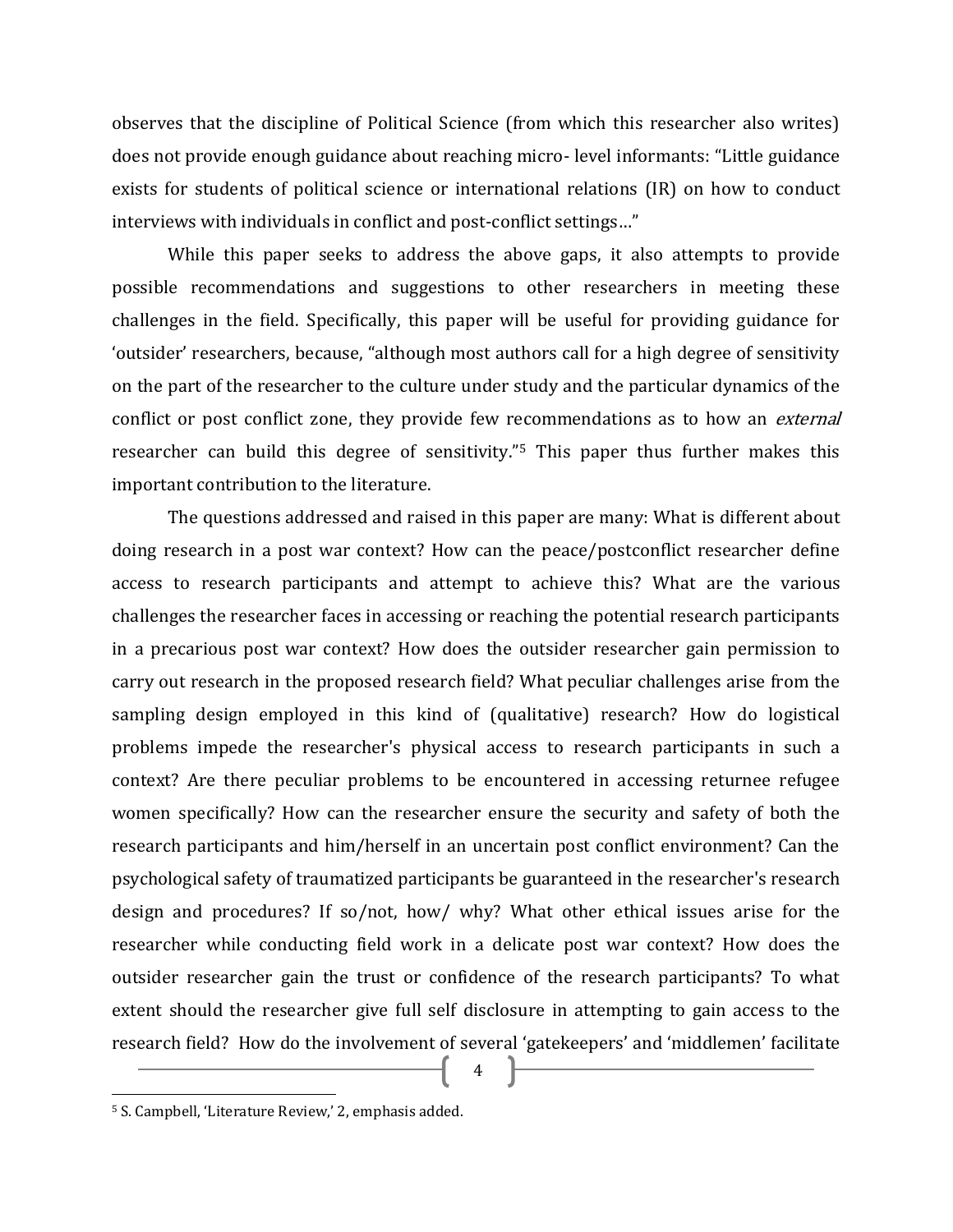observes that the discipline of Political Science (from which this researcher also writes) does not provide enough guidance about reaching micro- level informants: "Little guidance exists for students of political science or international relations (IR) on how to conduct interviews with individuals in conflict and post-conflict settings…"

While this paper seeks to address the above gaps, it also attempts to provide possible recommendations and suggestions to other researchers in meeting these challenges in the field. Specifically, this paper will be useful for providing guidance for 'outsider' researchers, because, "although most authors call for a high degree of sensitivity on the part of the researcher to the culture under study and the particular dynamics of the conflict or post conflict zone, they provide few recommendations as to how an *external* researcher can build this degree of sensitivity."[5] This paper thus further makes this important contribution to the literature.

The questions addressed and raised in this paper are many: What is different about doing research in a post war context? How can the peace/postconflict researcher define access to research participants and attempt to achieve this? What are the various challenges the researcher faces in accessing or reaching the potential research participants in a precarious post war context? How does the outsider researcher gain permission to carry out research in the proposed research field? What peculiar challenges arise from the sampling design employed in this kind of (qualitative) research? How do logistical problems impede the researcher's physical access to research participants in such a context? Are there peculiar problems to be encountered in accessing returnee refugee women specifically? How can the researcher ensure the security and safety of both the research participants and him/herself in an uncertain post conflict environment? Can the psychological safety of traumatized participants be guaranteed in the researcher's research design and procedures? If so/not, how/ why? What other ethical issues arise for the researcher while conducting field work in a delicate post war context? How does the outsider researcher gain the trust or confidence of the research participants? To what extent should the researcher give full self disclosure in attempting to gain access to the research field? How do the involvement of several 'gatekeepers' and 'middlemen' facilitate

[5] S. Campbell, 'Literature Review,' 2, emphasis added.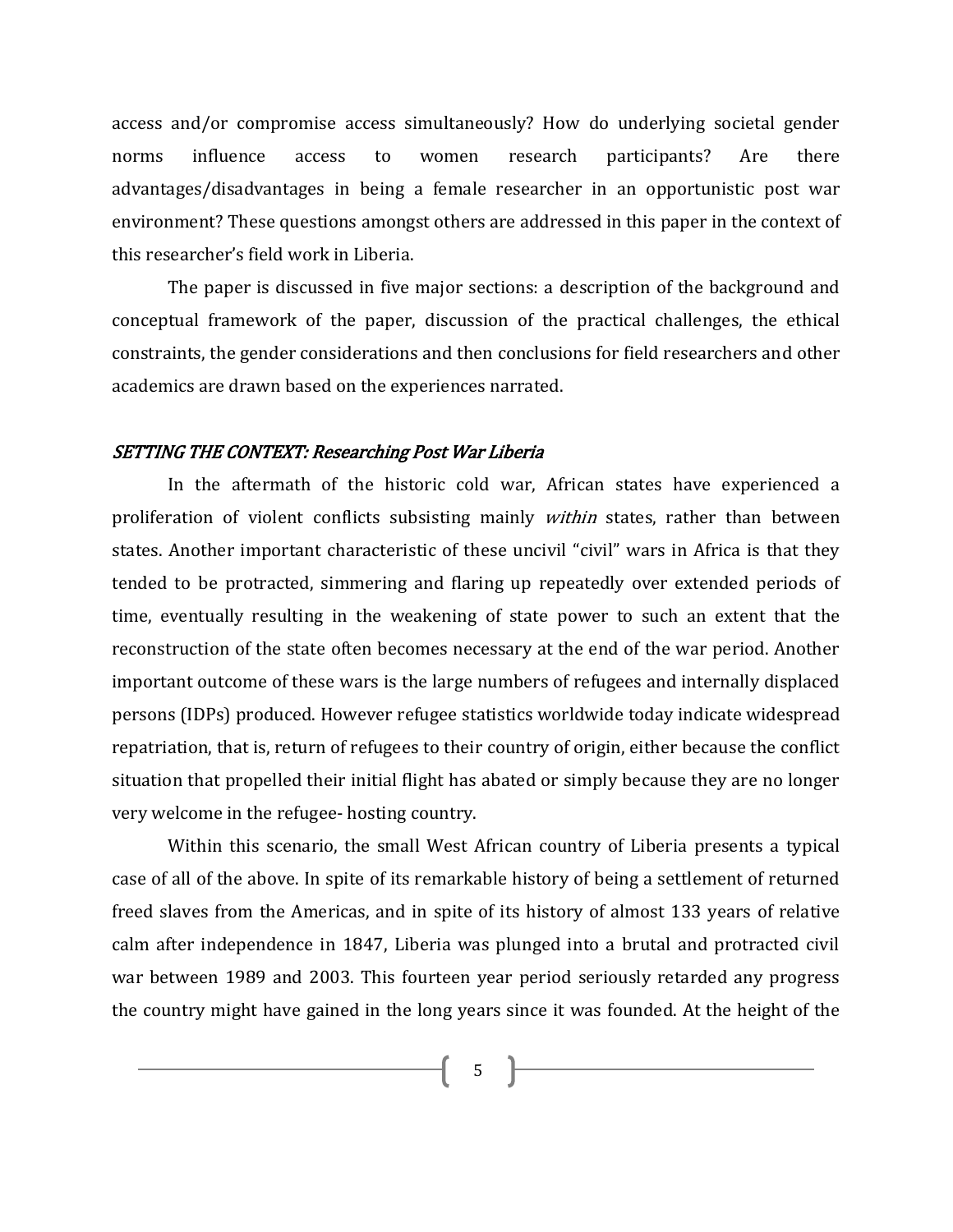access and/or compromise access simultaneously? How do underlying societal gender norms influence access to women research participants? Are there advantages/disadvantages in being a female researcher in an opportunistic post war environment? These questions amongst others are addressed in this paper in the context of this researcher's field work in Liberia.

The paper is discussed in five major sections: a description of the background and conceptual framework of the paper, discussion of the practical challenges, the ethical constraints, the gender considerations and then conclusions for field researchers and other academics are drawn based on the experiences narrated.

### *SETTING THE CONTEXT: Researching Post War Liberia*

In the aftermath of the historic cold war, African states have experienced a proliferation of violent conflicts subsisting mainly *within* states, rather than between states. Another important characteristic of these uncivil "civil" wars in Africa is that they tended to be protracted, simmering and flaring up repeatedly over extended periods of time, eventually resulting in the weakening of state power to such an extent that the reconstruction of the state often becomes necessary at the end of the war period. Another important outcome of these wars is the large numbers of refugees and internally displaced persons (IDPs) produced. However refugee statistics worldwide today indicate widespread repatriation, that is, return of refugees to their country of origin, either because the conflict situation that propelled their initial flight has abated or simply because they are no longer very welcome in the refugee- hosting country.

Within this scenario, the small West African country of Liberia presents a typical case of all of the above. In spite of its remarkable history of being a settlement of returned freed slaves from the Americas, and in spite of its history of almost 133 years of relative calm after independence in 1847, Liberia was plunged into a brutal and protracted civil war between 1989 and 2003. This fourteen year period seriously retarded any progress the country might have gained in the long years since it was founded. At the height of the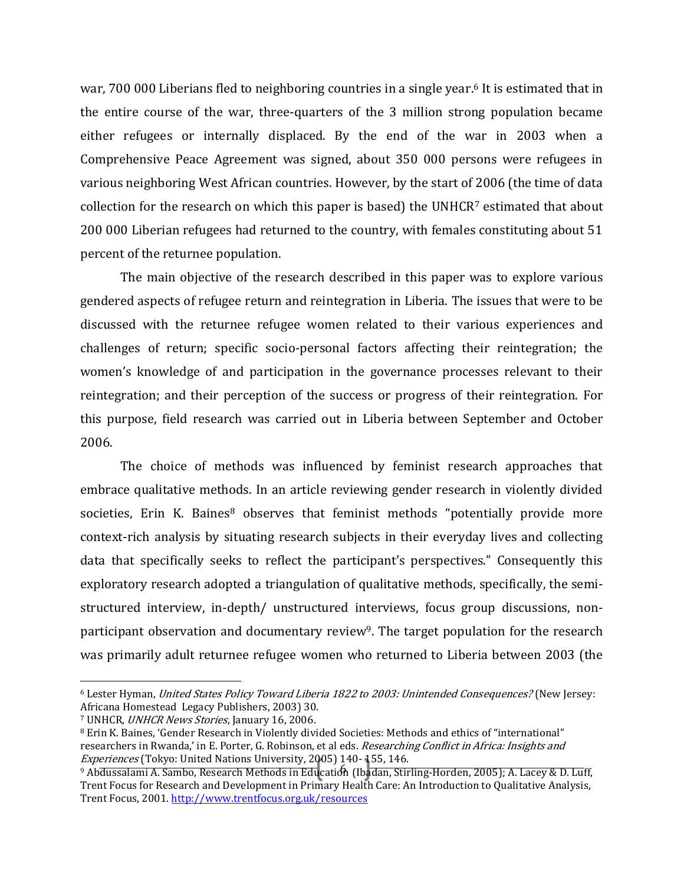war, 700 000 Liberians fled to neighboring countries in a single year.[6] It is estimated that in the entire course of the war, three-quarters of the 3 million strong population became either refugees or internally displaced. By the end of the war in 2003 when a Comprehensive Peace Agreement was signed, about 350 000 persons were refugees in various neighboring West African countries. However, by the start of 2006 (the time of data collection for the research on which this paper is based) the UNHCR[7] estimated that about 200 000 Liberian refugees had returned to the country, with females constituting about 51 percent of the returnee population.

The main objective of the research described in this paper was to explore various gendered aspects of refugee return and reintegration in Liberia. The issues that were to be discussed with the returnee refugee women related to their various experiences and challenges of return; specific socio-personal factors affecting their reintegration; the women's knowledge of and participation in the governance processes relevant to their reintegration; and their perception of the success or progress of their reintegration. For this purpose, field research was carried out in Liberia between September and October 2006.

The choice of methods was influenced by feminist research approaches that embrace qualitative methods. In an article reviewing gender research in violently divided societies, Erin K. Baines[8] observes that feminist methods "potentially provide more context-rich analysis by situating research subjects in their everyday lives and collecting data that specifically seeks to reflect the participant's perspectives." Consequently this exploratory research adopted a triangulation of qualitative methods, specifically, the semi-structured interview, in-depth/ unstructured interviews, focus group discussions, non-participant observation and documentary review[9]. The target population for the research was primarily adult returnee refugee women who returned to Liberia between 2003 (the

---

[6] Lester Hyman, *United States Policy Toward Liberia 1822 to 2003: Unintended Consequences?* (New Jersey: Africana Homestead Legacy Publishers, 2003) 30.

[7] UNHCR, *UNHCR News Stories*, January 16, 2006.

[8] Erin K. Baines, 'Gender Research in Violently divided Societies: Methods and ethics of "international" researchers in Rwanda,' in E. Porter, G. Robinson, et al eds. *Researching Conflict in Africa: Insights and Experiences* (Tokyo: United Nations University, 2005) 140- 155, 146.

[9] Abdussalami A. Sambo, Research Methods in Education (Ibadan, Stirling-Horden, 2005); A. Lacey & D. Luff, Trent Focus for Research and Development in Primary Health Care: An Introduction to Qualitative Analysis, Trent Focus, 2001. http://www.trentfocus.org.uk/resources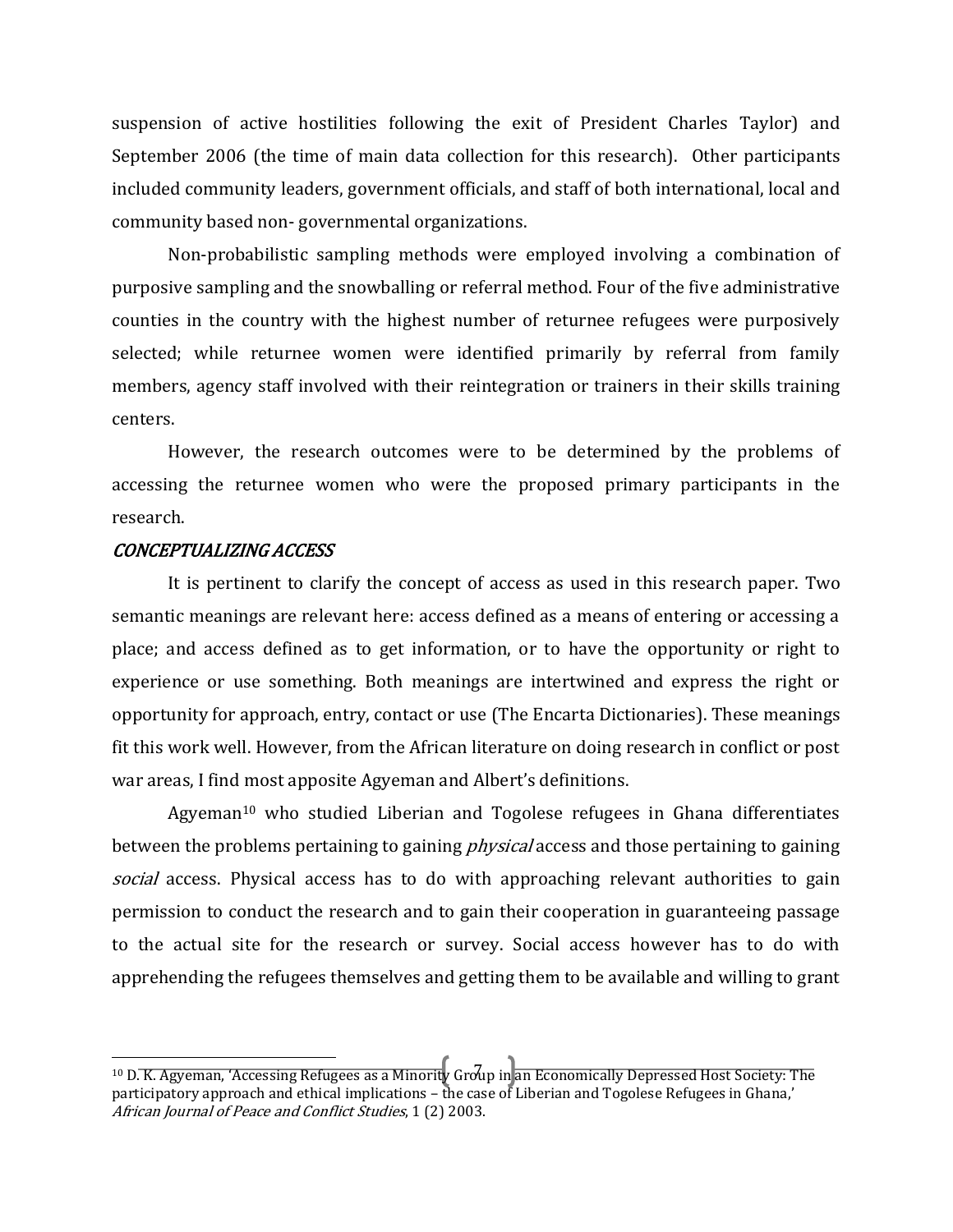suspension of active hostilities following the exit of President Charles Taylor) and September 2006 (the time of main data collection for this research). Other participants included community leaders, government officials, and staff of both international, local and community based non- governmental organizations.

Non-probabilistic sampling methods were employed involving a combination of purposive sampling and the snowballing or referral method. Four of the five administrative counties in the country with the highest number of returnee refugees were purposively selected; while returnee women were identified primarily by referral from family members, agency staff involved with their reintegration or trainers in their skills training centers.

However, the research outcomes were to be determined by the problems of accessing the returnee women who were the proposed primary participants in the research.

### *CONCEPTUALIZING ACCESS*

It is pertinent to clarify the concept of access as used in this research paper. Two semantic meanings are relevant here: access defined as a means of entering or accessing a place; and access defined as to get information, or to have the opportunity or right to experience or use something. Both meanings are intertwined and express the right or opportunity for approach, entry, contact or use (The Encarta Dictionaries). These meanings fit this work well. However, from the African literature on doing research in conflict or post war areas, I find most apposite Agyeman and Albert's definitions.

Agyeman[10] who studied Liberian and Togolese refugees in Ghana differentiates between the problems pertaining to gaining *physical* access and those pertaining to gaining *social* access. Physical access has to do with approaching relevant authorities to gain permission to conduct the research and to gain their cooperation in guaranteeing passage to the actual site for the research or survey. Social access however has to do with apprehending the refugees themselves and getting them to be available and willing to grant

---

[10] D. K. Agyeman, 'Accessing Refugees as a Minority Group in an Economically Depressed Host Society: The participatory approach and ethical implications – the case of Liberian and Togolese Refugees in Ghana,' *African Journal of Peace and Conflict Studies*, 1 (2) 2003.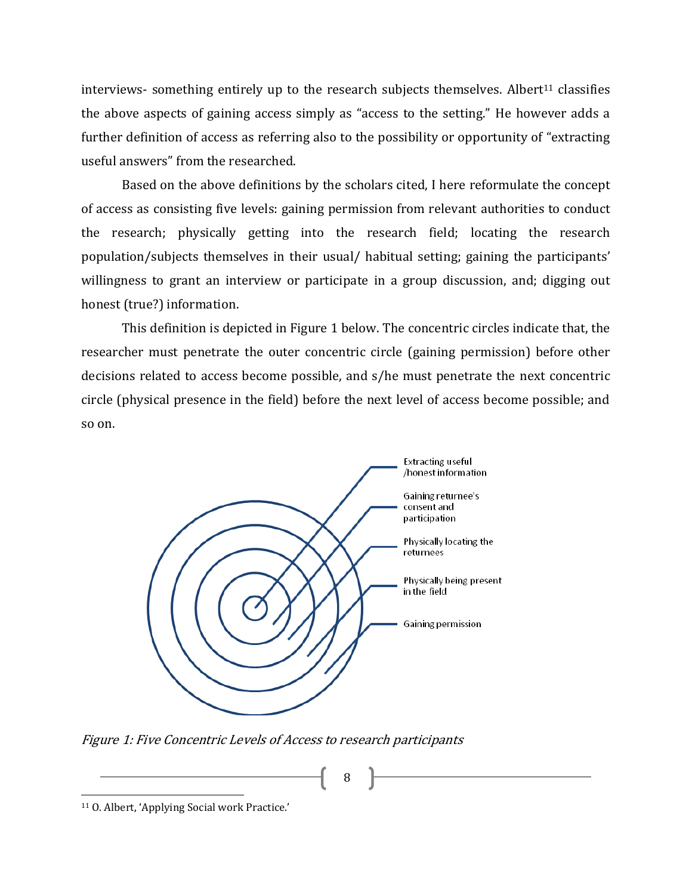interviews- something entirely up to the research subjects themselves. Albert[11] classifies the above aspects of gaining access simply as "access to the setting." He however adds a further definition of access as referring also to the possibility or opportunity of "extracting useful answers" from the researched.

Based on the above definitions by the scholars cited, I here reformulate the concept of access as consisting five levels: gaining permission from relevant authorities to conduct the research; physically getting into the research field; locating the research population/subjects themselves in their usual/ habitual setting; gaining the participants' willingness to grant an interview or participate in a group discussion, and; digging out honest (true?) information.

This definition is depicted in Figure 1 below. The concentric circles indicate that, the researcher must penetrate the outer concentric circle (gaining permission) before other decisions related to access become possible, and s/he must penetrate the next concentric circle (physical presence in the field) before the next level of access become possible; and so on.

Extracting useful /honest information

Gaining returnee's consent and participation

Physically locating the returnees

Physically being present in the field

Gaining permission

*Figure 1: Five Concentric Levels of Access to research participants*

[11] O. Albert, 'Applying Social work Practice.'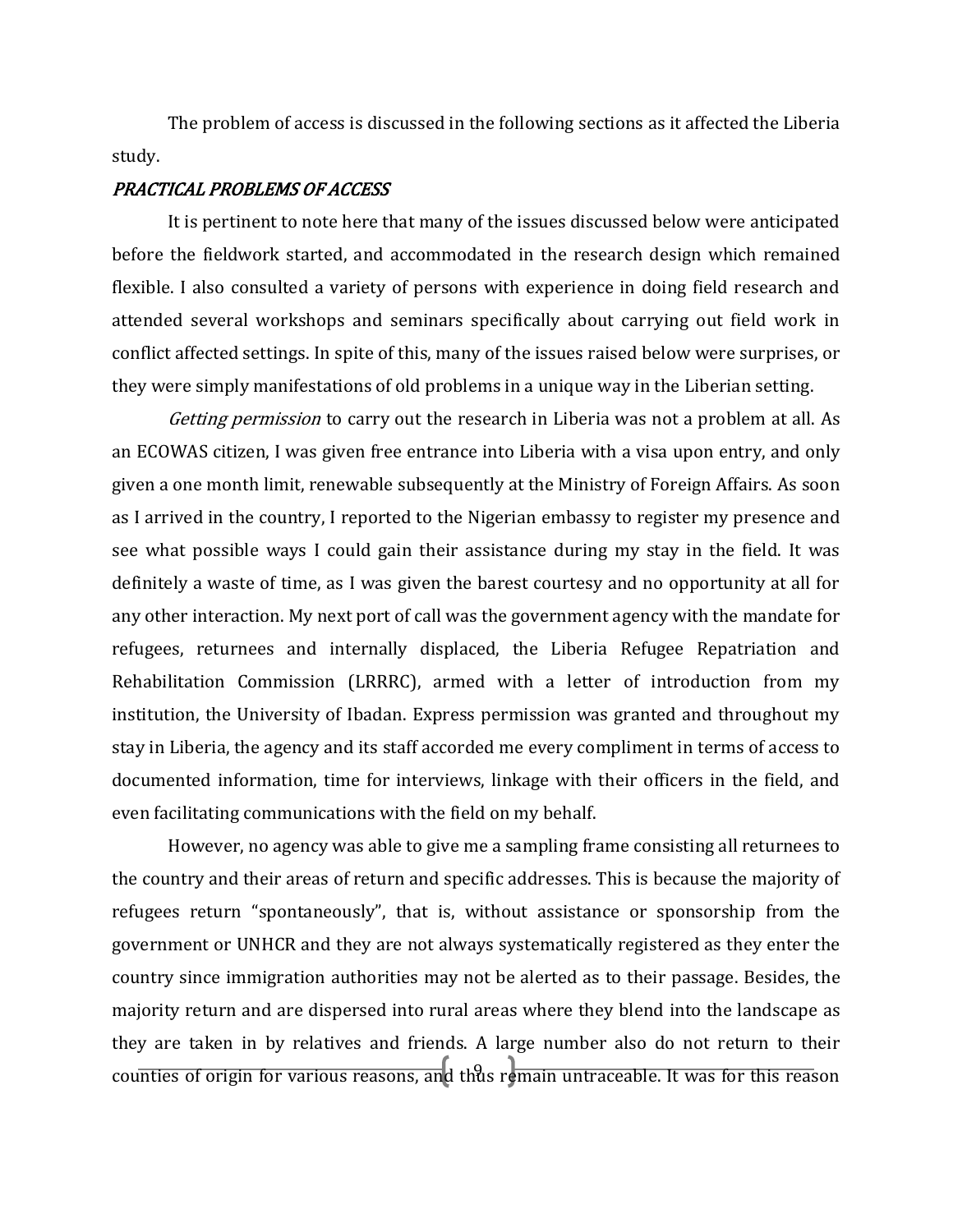The problem of access is discussed in the following sections as it affected the Liberia study.

### *PRACTICAL PROBLEMS OF ACCESS*

It is pertinent to note here that many of the issues discussed below were anticipated before the fieldwork started, and accommodated in the research design which remained flexible. I also consulted a variety of persons with experience in doing field research and attended several workshops and seminars specifically about carrying out field work in conflict affected settings. In spite of this, many of the issues raised below were surprises, or they were simply manifestations of old problems in a unique way in the Liberian setting.

*Getting permission* to carry out the research in Liberia was not a problem at all. As an ECOWAS citizen, I was given free entrance into Liberia with a visa upon entry, and only given a one month limit, renewable subsequently at the Ministry of Foreign Affairs. As soon as I arrived in the country, I reported to the Nigerian embassy to register my presence and see what possible ways I could gain their assistance during my stay in the field. It was definitely a waste of time, as I was given the barest courtesy and no opportunity at all for any other interaction. My next port of call was the government agency with the mandate for refugees, returnees and internally displaced, the Liberia Refugee Repatriation and Rehabilitation Commission (LRRRC), armed with a letter of introduction from my institution, the University of Ibadan. Express permission was granted and throughout my stay in Liberia, the agency and its staff accorded me every compliment in terms of access to documented information, time for interviews, linkage with their officers in the field, and even facilitating communications with the field on my behalf.

However, no agency was able to give me a sampling frame consisting all returnees to the country and their areas of return and specific addresses. This is because the majority of refugees return "spontaneously", that is, without assistance or sponsorship from the government or UNHCR and they are not always systematically registered as they enter the country since immigration authorities may not be alerted as to their passage. Besides, the majority return and are dispersed into rural areas where they blend into the landscape as they are taken in by relatives and friends. A large number also do not return to their counties of origin for various reasons, and thus remain untraceable. It was for this reason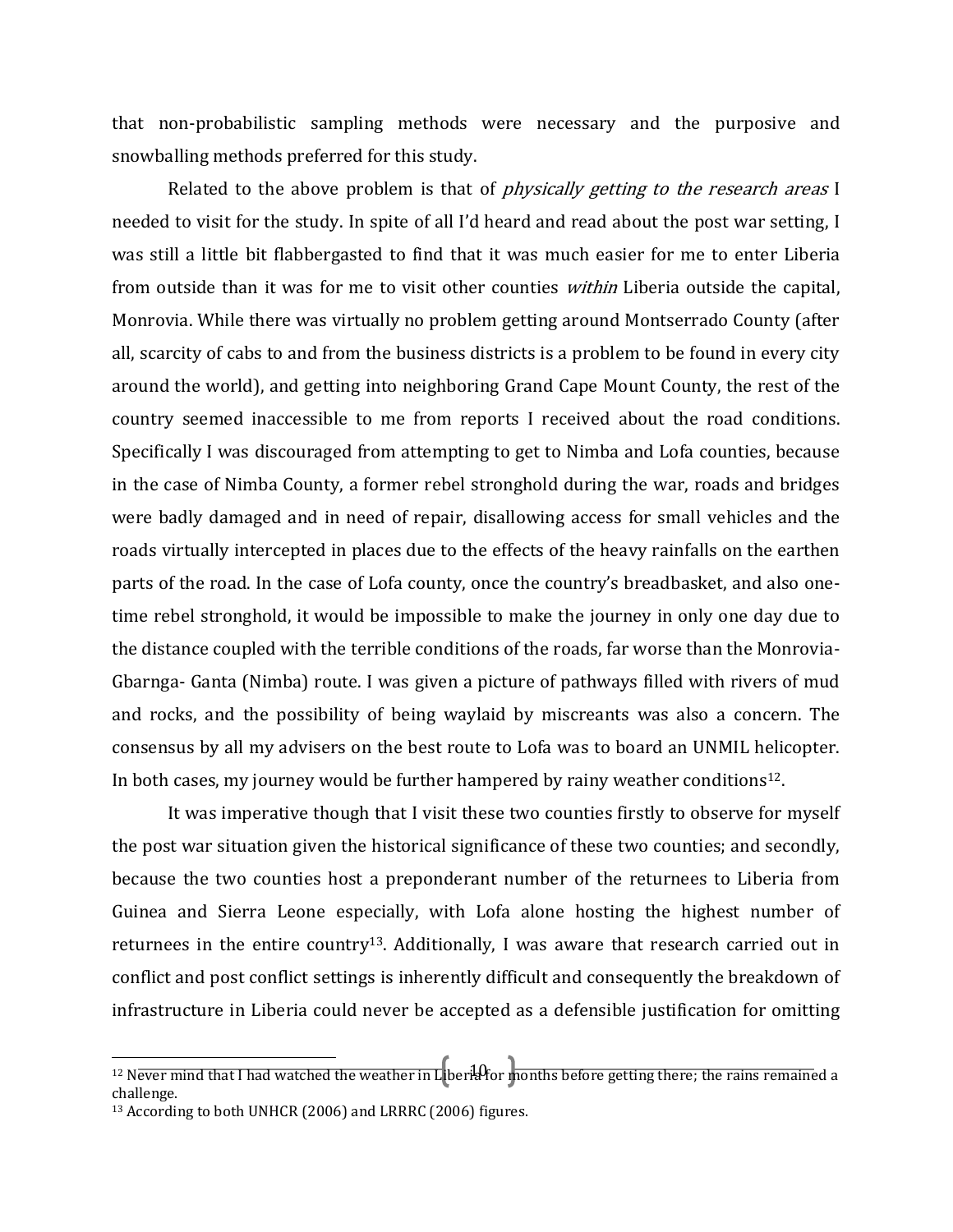that non-probabilistic sampling methods were necessary and the purposive and snowballing methods preferred for this study.

Related to the above problem is that of *physically getting to the research areas* I needed to visit for the study. In spite of all I'd heard and read about the post war setting, I was still a little bit flabbergasted to find that it was much easier for me to enter Liberia from outside than it was for me to visit other counties *within* Liberia outside the capital, Monrovia. While there was virtually no problem getting around Montserrado County (after all, scarcity of cabs to and from the business districts is a problem to be found in every city around the world), and getting into neighboring Grand Cape Mount County, the rest of the country seemed inaccessible to me from reports I received about the road conditions. Specifically I was discouraged from attempting to get to Nimba and Lofa counties, because in the case of Nimba County, a former rebel stronghold during the war, roads and bridges were badly damaged and in need of repair, disallowing access for small vehicles and the roads virtually intercepted in places due to the effects of the heavy rainfalls on the earthen parts of the road. In the case of Lofa county, once the country's breadbasket, and also one-time rebel stronghold, it would be impossible to make the journey in only one day due to the distance coupled with the terrible conditions of the roads, far worse than the Monrovia-Gbarnga- Ganta (Nimba) route. I was given a picture of pathways filled with rivers of mud and rocks, and the possibility of being waylaid by miscreants was also a concern. The consensus by all my advisers on the best route to Lofa was to board an UNMIL helicopter. In both cases, my journey would be further hampered by rainy weather conditions[12].

It was imperative though that I visit these two counties firstly to observe for myself the post war situation given the historical significance of these two counties; and secondly, because the two counties host a preponderant number of the returnees to Liberia from Guinea and Sierra Leone especially, with Lofa alone hosting the highest number of returnees in the entire country[13]. Additionally, I was aware that research carried out in conflict and post conflict settings is inherently difficult and consequently the breakdown of infrastructure in Liberia could never be accepted as a defensible justification for omitting

---

[12] Never mind that I had watched the weather in Liberia for months before getting there; the rains remained a challenge.

[13] According to both UNHCR (2006) and LRRRC (2006) figures.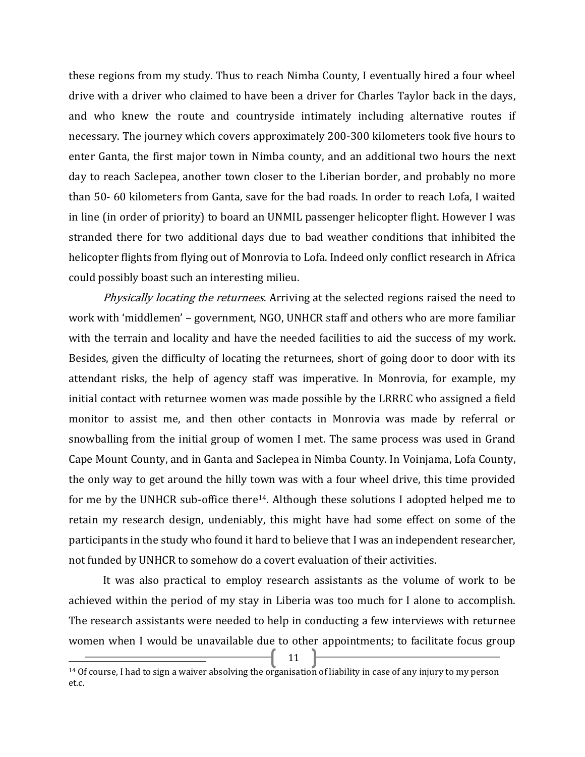these regions from my study. Thus to reach Nimba County, I eventually hired a four wheel drive with a driver who claimed to have been a driver for Charles Taylor back in the days, and who knew the route and countryside intimately including alternative routes if necessary. The journey which covers approximately 200-300 kilometers took five hours to enter Ganta, the first major town in Nimba county, and an additional two hours the next day to reach Saclepea, another town closer to the Liberian border, and probably no more than 50- 60 kilometers from Ganta, save for the bad roads. In order to reach Lofa, I waited in line (in order of priority) to board an UNMIL passenger helicopter flight. However I was stranded there for two additional days due to bad weather conditions that inhibited the helicopter flights from flying out of Monrovia to Lofa. Indeed only conflict research in Africa could possibly boast such an interesting milieu.

*Physically locating the returnees*. Arriving at the selected regions raised the need to work with 'middlemen' – government, NGO, UNHCR staff and others who are more familiar with the terrain and locality and have the needed facilities to aid the success of my work. Besides, given the difficulty of locating the returnees, short of going door to door with its attendant risks, the help of agency staff was imperative. In Monrovia, for example, my initial contact with returnee women was made possible by the LRRRC who assigned a field monitor to assist me, and then other contacts in Monrovia was made by referral or snowballing from the initial group of women I met. The same process was used in Grand Cape Mount County, and in Ganta and Saclepea in Nimba County. In Voinjama, Lofa County, the only way to get around the hilly town was with a four wheel drive, this time provided for me by the UNHCR sub-office there[14]. Although these solutions I adopted helped me to retain my research design, undeniably, this might have had some effect on some of the participants in the study who found it hard to believe that I was an independent researcher, not funded by UNHCR to somehow do a covert evaluation of their activities.

It was also practical to employ research assistants as the volume of work to be achieved within the period of my stay in Liberia was too much for I alone to accomplish. The research assistants were needed to help in conducting a few interviews with returnee women when I would be unavailable due to other appointments; to facilitate focus group

[14] Of course, I had to sign a waiver absolving the organisation of liability in case of any injury to my person et.c.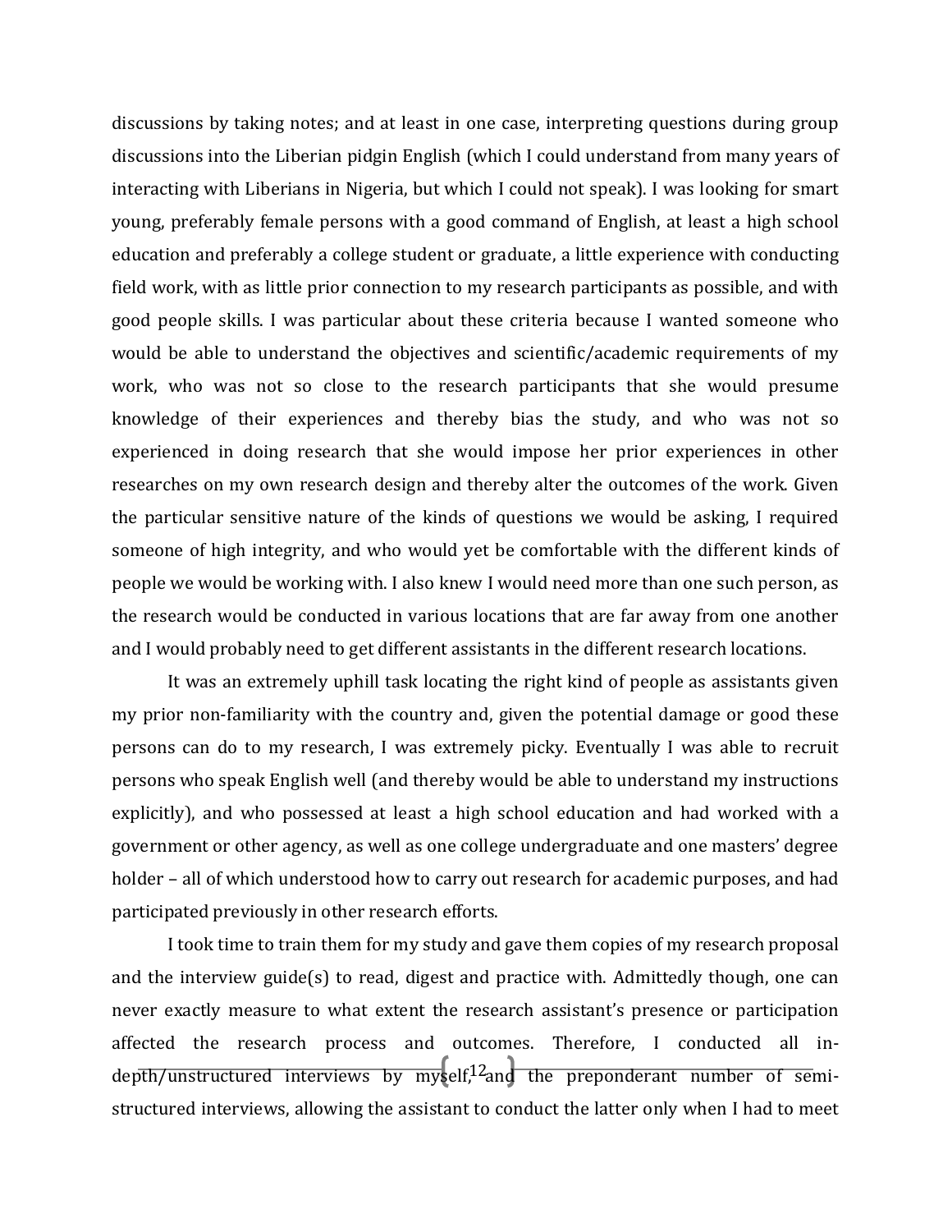discussions by taking notes; and at least in one case, interpreting questions during group discussions into the Liberian pidgin English (which I could understand from many years of interacting with Liberians in Nigeria, but which I could not speak). I was looking for smart young, preferably female persons with a good command of English, at least a high school education and preferably a college student or graduate, a little experience with conducting field work, with as little prior connection to my research participants as possible, and with good people skills. I was particular about these criteria because I wanted someone who would be able to understand the objectives and scientific/academic requirements of my work, who was not so close to the research participants that she would presume knowledge of their experiences and thereby bias the study, and who was not so experienced in doing research that she would impose her prior experiences in other researches on my own research design and thereby alter the outcomes of the work. Given the particular sensitive nature of the kinds of questions we would be asking, I required someone of high integrity, and who would yet be comfortable with the different kinds of people we would be working with. I also knew I would need more than one such person, as the research would be conducted in various locations that are far away from one another and I would probably need to get different assistants in the different research locations.

It was an extremely uphill task locating the right kind of people as assistants given my prior non-familiarity with the country and, given the potential damage or good these persons can do to my research, I was extremely picky. Eventually I was able to recruit persons who speak English well (and thereby would be able to understand my instructions explicitly), and who possessed at least a high school education and had worked with a government or other agency, as well as one college undergraduate and one masters' degree holder – all of which understood how to carry out research for academic purposes, and had participated previously in other research efforts.

I took time to train them for my study and gave them copies of my research proposal and the interview guide(s) to read, digest and practice with. Admittedly though, one can never exactly measure to what extent the research assistant's presence or participation affected the research process and outcomes. Therefore, I conducted all in-depth/unstructured interviews by myself, and the preponderant number of semi-structured interviews, allowing the assistant to conduct the latter only when I had to meet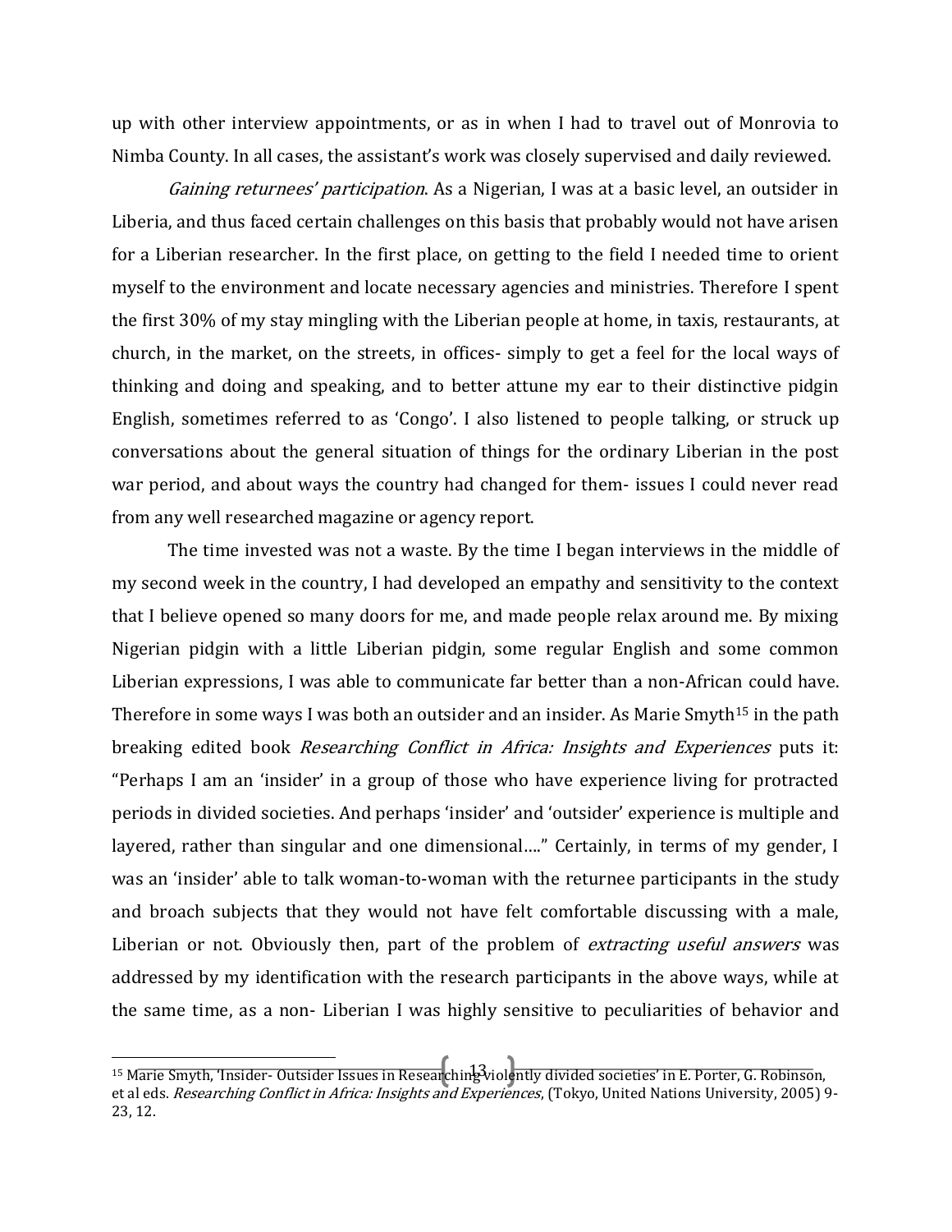up with other interview appointments, or as in when I had to travel out of Monrovia to Nimba County. In all cases, the assistant's work was closely supervised and daily reviewed.

*Gaining returnees' participation*. As a Nigerian, I was at a basic level, an outsider in Liberia, and thus faced certain challenges on this basis that probably would not have arisen for a Liberian researcher. In the first place, on getting to the field I needed time to orient myself to the environment and locate necessary agencies and ministries. Therefore I spent the first 30% of my stay mingling with the Liberian people at home, in taxis, restaurants, at church, in the market, on the streets, in offices- simply to get a feel for the local ways of thinking and doing and speaking, and to better attune my ear to their distinctive pidgin English, sometimes referred to as 'Congo'. I also listened to people talking, or struck up conversations about the general situation of things for the ordinary Liberian in the post war period, and about ways the country had changed for them- issues I could never read from any well researched magazine or agency report.

The time invested was not a waste. By the time I began interviews in the middle of my second week in the country, I had developed an empathy and sensitivity to the context that I believe opened so many doors for me, and made people relax around me. By mixing Nigerian pidgin with a little Liberian pidgin, some regular English and some common Liberian expressions, I was able to communicate far better than a non-African could have. Therefore in some ways I was both an outsider and an insider. As Marie Smyth[15] in the path breaking edited book *Researching Conflict in Africa: Insights and Experiences* puts it: "Perhaps I am an 'insider' in a group of those who have experience living for protracted periods in divided societies. And perhaps 'insider' and 'outsider' experience is multiple and layered, rather than singular and one dimensional…." Certainly, in terms of my gender, I was an 'insider' able to talk woman-to-woman with the returnee participants in the study and broach subjects that they would not have felt comfortable discussing with a male, Liberian or not. Obviously then, part of the problem of *extracting useful answers* was addressed by my identification with the research participants in the above ways, while at the same time, as a non- Liberian I was highly sensitive to peculiarities of behavior and

[15] Marie Smyth, 'Insider- Outsider Issues in Researching violently divided societies' in E. Porter, G. Robinson, et al eds. *Researching Conflict in Africa: Insights and Experiences*, (Tokyo, United Nations University, 2005) 9-23, 12.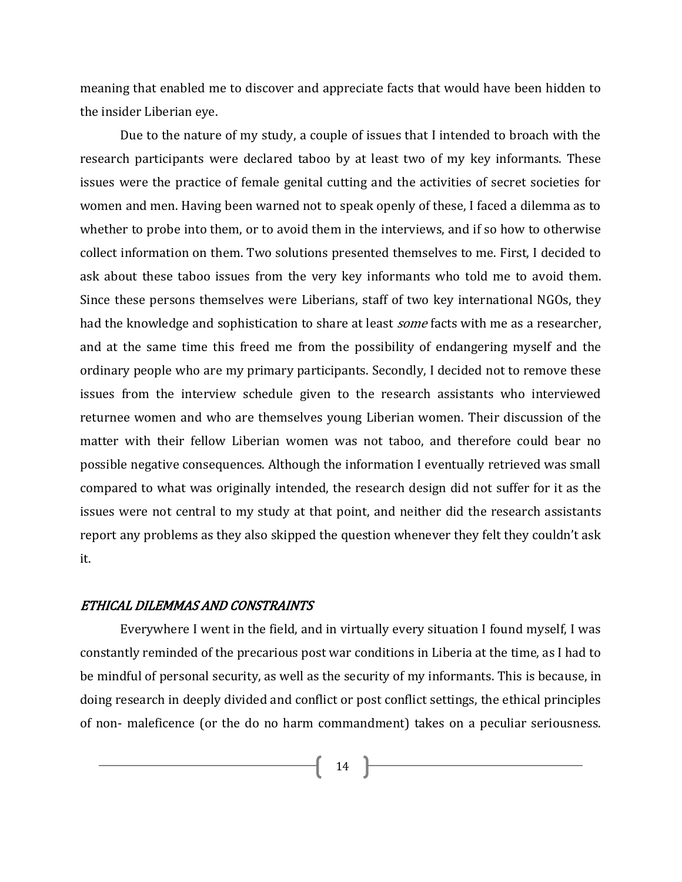meaning that enabled me to discover and appreciate facts that would have been hidden to the insider Liberian eye.

Due to the nature of my study, a couple of issues that I intended to broach with the research participants were declared taboo by at least two of my key informants. These issues were the practice of female genital cutting and the activities of secret societies for women and men. Having been warned not to speak openly of these, I faced a dilemma as to whether to probe into them, or to avoid them in the interviews, and if so how to otherwise collect information on them. Two solutions presented themselves to me. First, I decided to ask about these taboo issues from the very key informants who told me to avoid them. Since these persons themselves were Liberians, staff of two key international NGOs, they had the knowledge and sophistication to share at least *some* facts with me as a researcher, and at the same time this freed me from the possibility of endangering myself and the ordinary people who are my primary participants. Secondly, I decided not to remove these issues from the interview schedule given to the research assistants who interviewed returnee women and who are themselves young Liberian women. Their discussion of the matter with their fellow Liberian women was not taboo, and therefore could bear no possible negative consequences. Although the information I eventually retrieved was small compared to what was originally intended, the research design did not suffer for it as the issues were not central to my study at that point, and neither did the research assistants report any problems as they also skipped the question whenever they felt they couldn't ask it.

### *ETHICAL DILEMMAS AND CONSTRAINTS*

Everywhere I went in the field, and in virtually every situation I found myself, I was constantly reminded of the precarious post war conditions in Liberia at the time, as I had to be mindful of personal security, as well as the security of my informants. This is because, in doing research in deeply divided and conflict or post conflict settings, the ethical principles of non- maleficence (or the do no harm commandment) takes on a peculiar seriousness.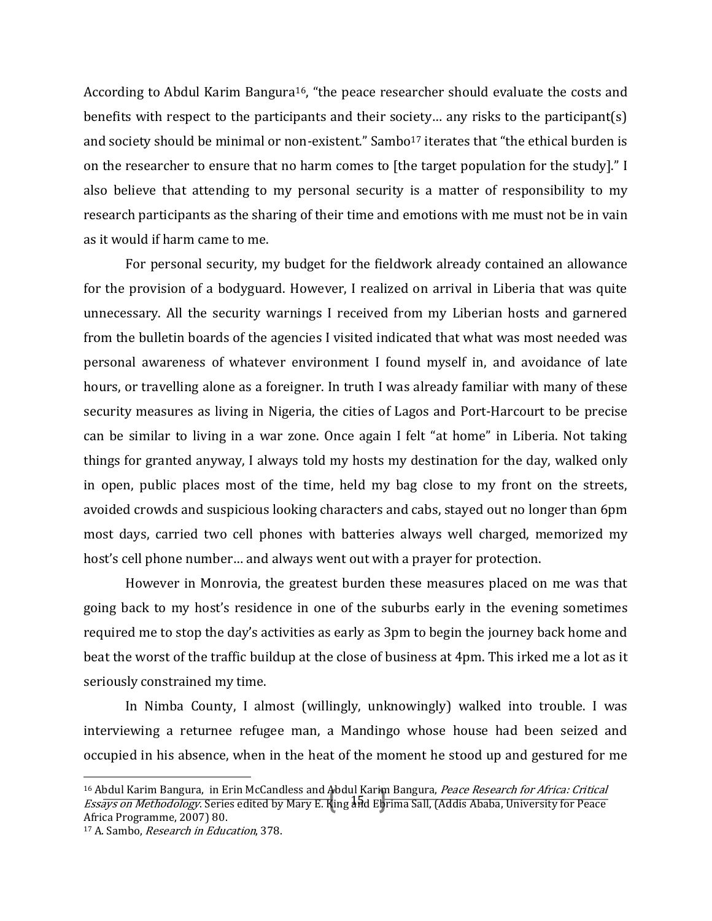According to Abdul Karim Bangura[16], "the peace researcher should evaluate the costs and benefits with respect to the participants and their society… any risks to the participant(s) and society should be minimal or non-existent." Sambo[17] iterates that "the ethical burden is on the researcher to ensure that no harm comes to [the target population for the study]." I also believe that attending to my personal security is a matter of responsibility to my research participants as the sharing of their time and emotions with me must not be in vain as it would if harm came to me.

For personal security, my budget for the fieldwork already contained an allowance for the provision of a bodyguard. However, I realized on arrival in Liberia that was quite unnecessary. All the security warnings I received from my Liberian hosts and garnered from the bulletin boards of the agencies I visited indicated that what was most needed was personal awareness of whatever environment I found myself in, and avoidance of late hours, or travelling alone as a foreigner. In truth I was already familiar with many of these security measures as living in Nigeria, the cities of Lagos and Port-Harcourt to be precise can be similar to living in a war zone. Once again I felt "at home" in Liberia. Not taking things for granted anyway, I always told my hosts my destination for the day, walked only in open, public places most of the time, held my bag close to my front on the streets, avoided crowds and suspicious looking characters and cabs, stayed out no longer than 6pm most days, carried two cell phones with batteries always well charged, memorized my host's cell phone number… and always went out with a prayer for protection.

However in Monrovia, the greatest burden these measures placed on me was that going back to my host's residence in one of the suburbs early in the evening sometimes required me to stop the day's activities as early as 3pm to begin the journey back home and beat the worst of the traffic buildup at the close of business at 4pm. This irked me a lot as it seriously constrained my time.

In Nimba County, I almost (willingly, unknowingly) walked into trouble. I was interviewing a returnee refugee man, a Mandingo whose house had been seized and occupied in his absence, when in the heat of the moment he stood up and gestured for me

---

[16] Abdul Karim Bangura, in Erin McCandless and Abdul Karim Bangura, *Peace Research for Africa: Critical Essays on Methodology*. Series edited by Mary E. King and Ebrima Sall, (Addis Ababa, University for Peace Africa Programme, 2007) 80.

[17] A. Sambo, *Research in Education*, 378.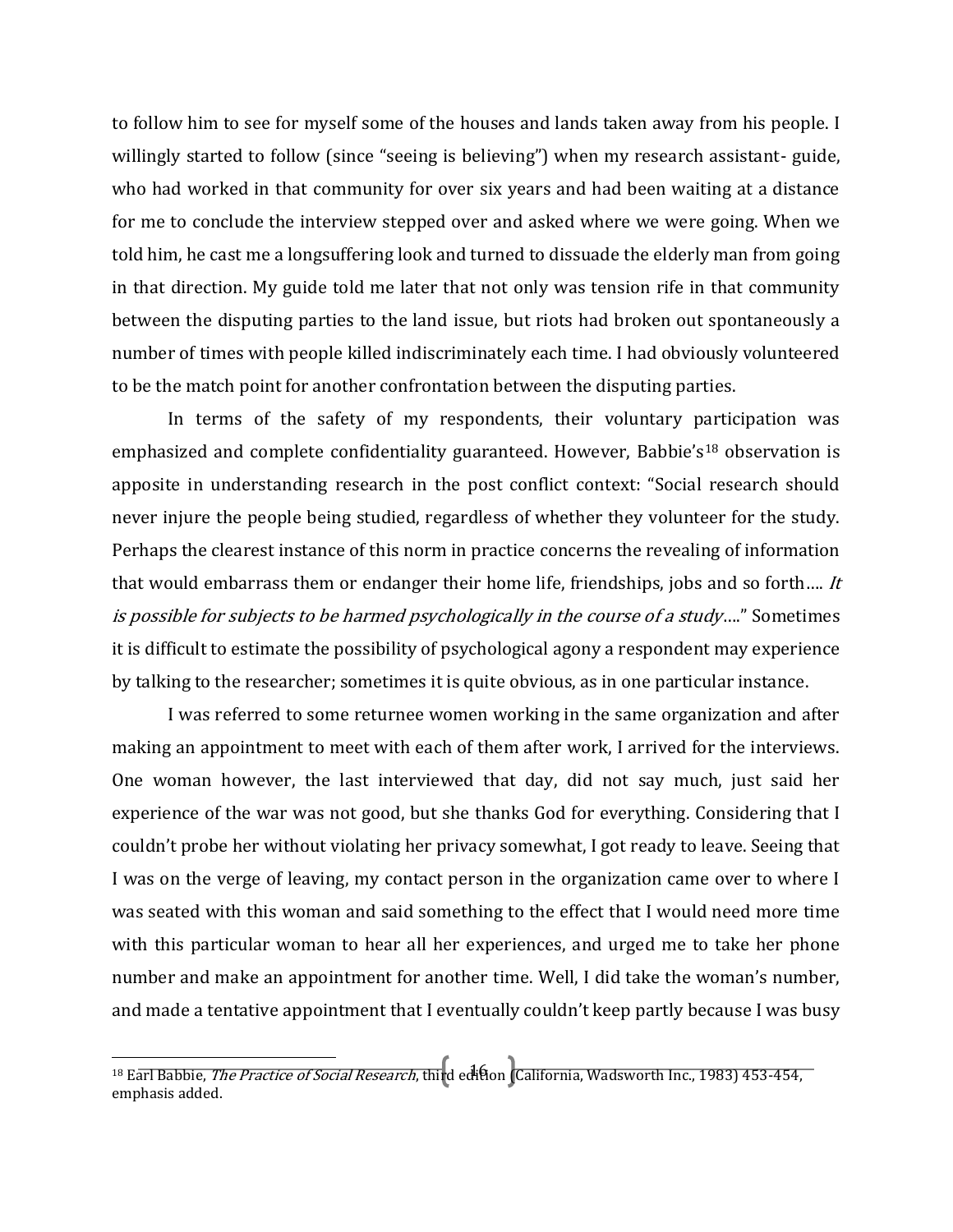to follow him to see for myself some of the houses and lands taken away from his people. I willingly started to follow (since "seeing is believing") when my research assistant- guide, who had worked in that community for over six years and had been waiting at a distance for me to conclude the interview stepped over and asked where we were going. When we told him, he cast me a longsuffering look and turned to dissuade the elderly man from going in that direction. My guide told me later that not only was tension rife in that community between the disputing parties to the land issue, but riots had broken out spontaneously a number of times with people killed indiscriminately each time. I had obviously volunteered to be the match point for another confrontation between the disputing parties.

In terms of the safety of my respondents, their voluntary participation was emphasized and complete confidentiality guaranteed. However, Babbie's[18] observation is apposite in understanding research in the post conflict context: "Social research should never injure the people being studied, regardless of whether they volunteer for the study. Perhaps the clearest instance of this norm in practice concerns the revealing of information that would embarrass them or endanger their home life, friendships, jobs and so forth…. *It is possible for subjects to be harmed psychologically in the course of a study*…." Sometimes it is difficult to estimate the possibility of psychological agony a respondent may experience by talking to the researcher; sometimes it is quite obvious, as in one particular instance.

I was referred to some returnee women working in the same organization and after making an appointment to meet with each of them after work, I arrived for the interviews. One woman however, the last interviewed that day, did not say much, just said her experience of the war was not good, but she thanks God for everything. Considering that I couldn't probe her without violating her privacy somewhat, I got ready to leave. Seeing that I was on the verge of leaving, my contact person in the organization came over to where I was seated with this woman and said something to the effect that I would need more time with this particular woman to hear all her experiences, and urged me to take her phone number and make an appointment for another time. Well, I did take the woman's number, and made a tentative appointment that I eventually couldn't keep partly because I was busy

[18] Earl Babbie, *The Practice of Social Research*, third edition (California, Wadsworth Inc., 1983) 453-454, emphasis added.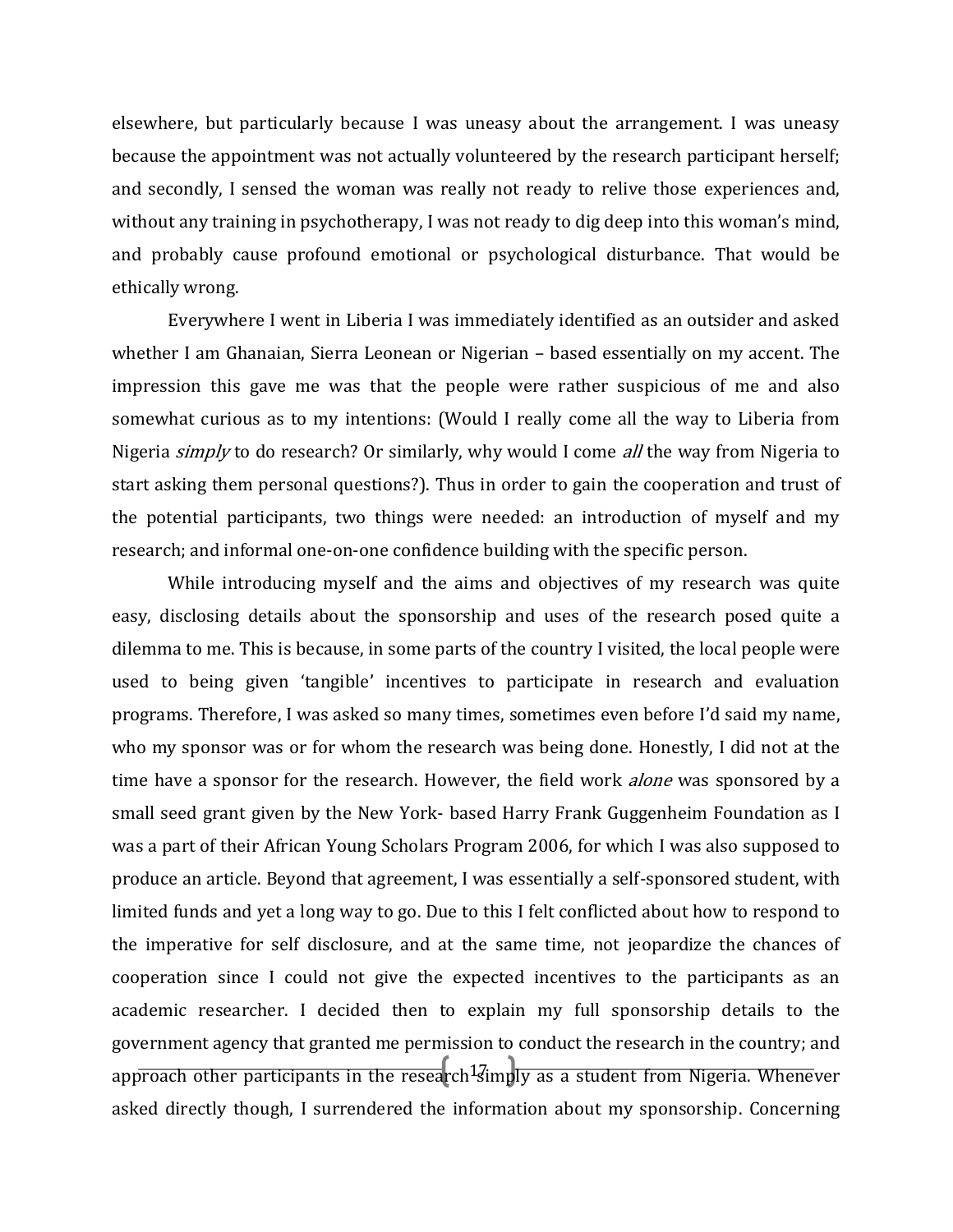elsewhere, but particularly because I was uneasy about the arrangement. I was uneasy because the appointment was not actually volunteered by the research participant herself; and secondly, I sensed the woman was really not ready to relive those experiences and, without any training in psychotherapy, I was not ready to dig deep into this woman's mind, and probably cause profound emotional or psychological disturbance. That would be ethically wrong.

Everywhere I went in Liberia I was immediately identified as an outsider and asked whether I am Ghanaian, Sierra Leonean or Nigerian – based essentially on my accent. The impression this gave me was that the people were rather suspicious of me and also somewhat curious as to my intentions: (Would I really come all the way to Liberia from Nigeria *simply* to do research? Or similarly, why would I come *all* the way from Nigeria to start asking them personal questions?). Thus in order to gain the cooperation and trust of the potential participants, two things were needed: an introduction of myself and my research; and informal one-on-one confidence building with the specific person.

While introducing myself and the aims and objectives of my research was quite easy, disclosing details about the sponsorship and uses of the research posed quite a dilemma to me. This is because, in some parts of the country I visited, the local people were used to being given 'tangible' incentives to participate in research and evaluation programs. Therefore, I was asked so many times, sometimes even before I'd said my name, who my sponsor was or for whom the research was being done. Honestly, I did not at the time have a sponsor for the research. However, the field work *alone* was sponsored by a small seed grant given by the New York- based Harry Frank Guggenheim Foundation as I was a part of their African Young Scholars Program 2006, for which I was also supposed to produce an article. Beyond that agreement, I was essentially a self-sponsored student, with limited funds and yet a long way to go. Due to this I felt conflicted about how to respond to the imperative for self disclosure, and at the same time, not jeopardize the chances of cooperation since I could not give the expected incentives to the participants as an academic researcher. I decided then to explain my full sponsorship details to the government agency that granted me permission to conduct the research in the country; and approach other participants in the research simply as a student from Nigeria. Whenever asked directly though, I surrendered the information about my sponsorship. Concerning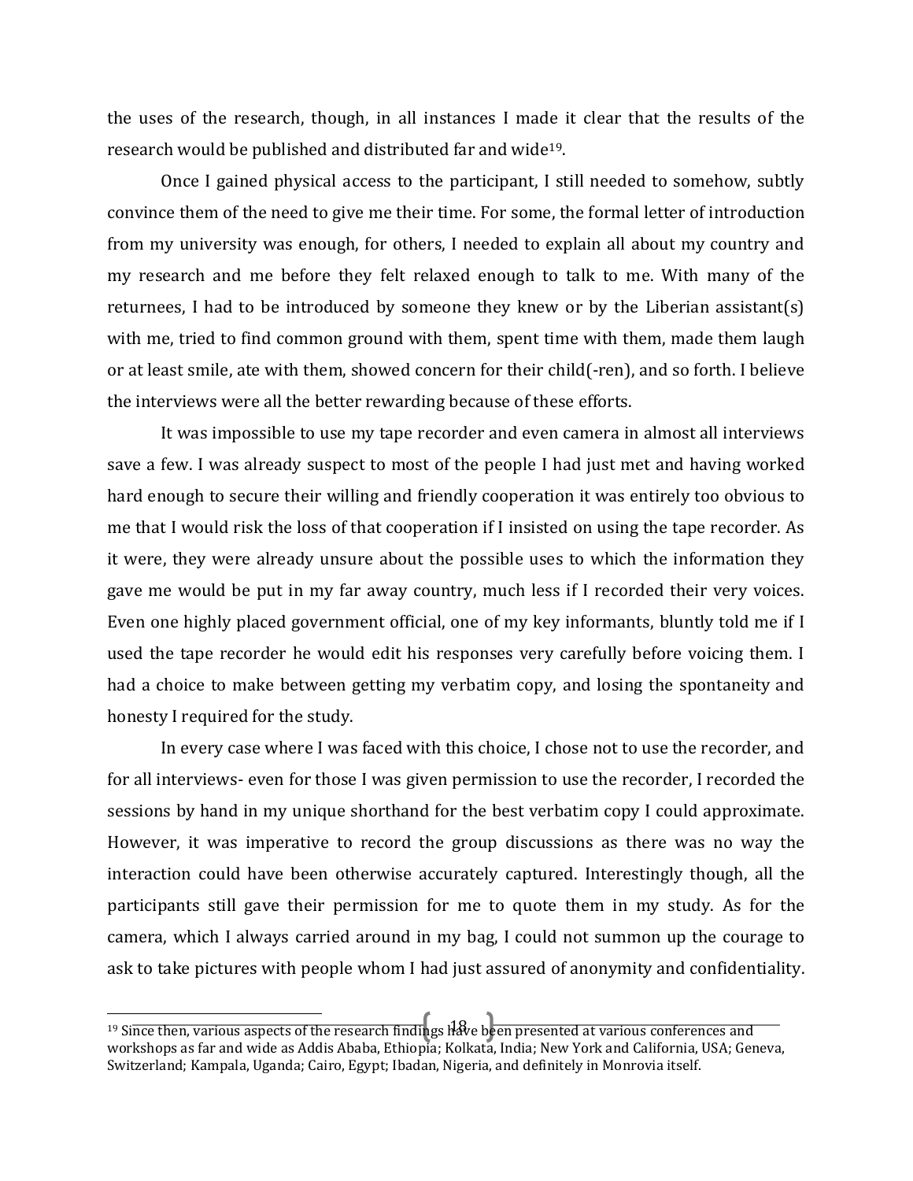the uses of the research, though, in all instances I made it clear that the results of the research would be published and distributed far and wide[19].

Once I gained physical access to the participant, I still needed to somehow, subtly convince them of the need to give me their time. For some, the formal letter of introduction from my university was enough, for others, I needed to explain all about my country and my research and me before they felt relaxed enough to talk to me. With many of the returnees, I had to be introduced by someone they knew or by the Liberian assistant(s) with me, tried to find common ground with them, spent time with them, made them laugh or at least smile, ate with them, showed concern for their child(-ren), and so forth. I believe the interviews were all the better rewarding because of these efforts.

It was impossible to use my tape recorder and even camera in almost all interviews save a few. I was already suspect to most of the people I had just met and having worked hard enough to secure their willing and friendly cooperation it was entirely too obvious to me that I would risk the loss of that cooperation if I insisted on using the tape recorder. As it were, they were already unsure about the possible uses to which the information they gave me would be put in my far away country, much less if I recorded their very voices. Even one highly placed government official, one of my key informants, bluntly told me if I used the tape recorder he would edit his responses very carefully before voicing them. I had a choice to make between getting my verbatim copy, and losing the spontaneity and honesty I required for the study.

In every case where I was faced with this choice, I chose not to use the recorder, and for all interviews- even for those I was given permission to use the recorder, I recorded the sessions by hand in my unique shorthand for the best verbatim copy I could approximate. However, it was imperative to record the group discussions as there was no way the interaction could have been otherwise accurately captured. Interestingly though, all the participants still gave their permission for me to quote them in my study. As for the camera, which I always carried around in my bag, I could not summon up the courage to ask to take pictures with people whom I had just assured of anonymity and confidentiality.

---

[19] Since then, various aspects of the research findings have been presented at various conferences and workshops as far and wide as Addis Ababa, Ethiopia; Kolkata, India; New York and California, USA; Geneva, Switzerland; Kampala, Uganda; Cairo, Egypt; Ibadan, Nigeria, and definitely in Monrovia itself.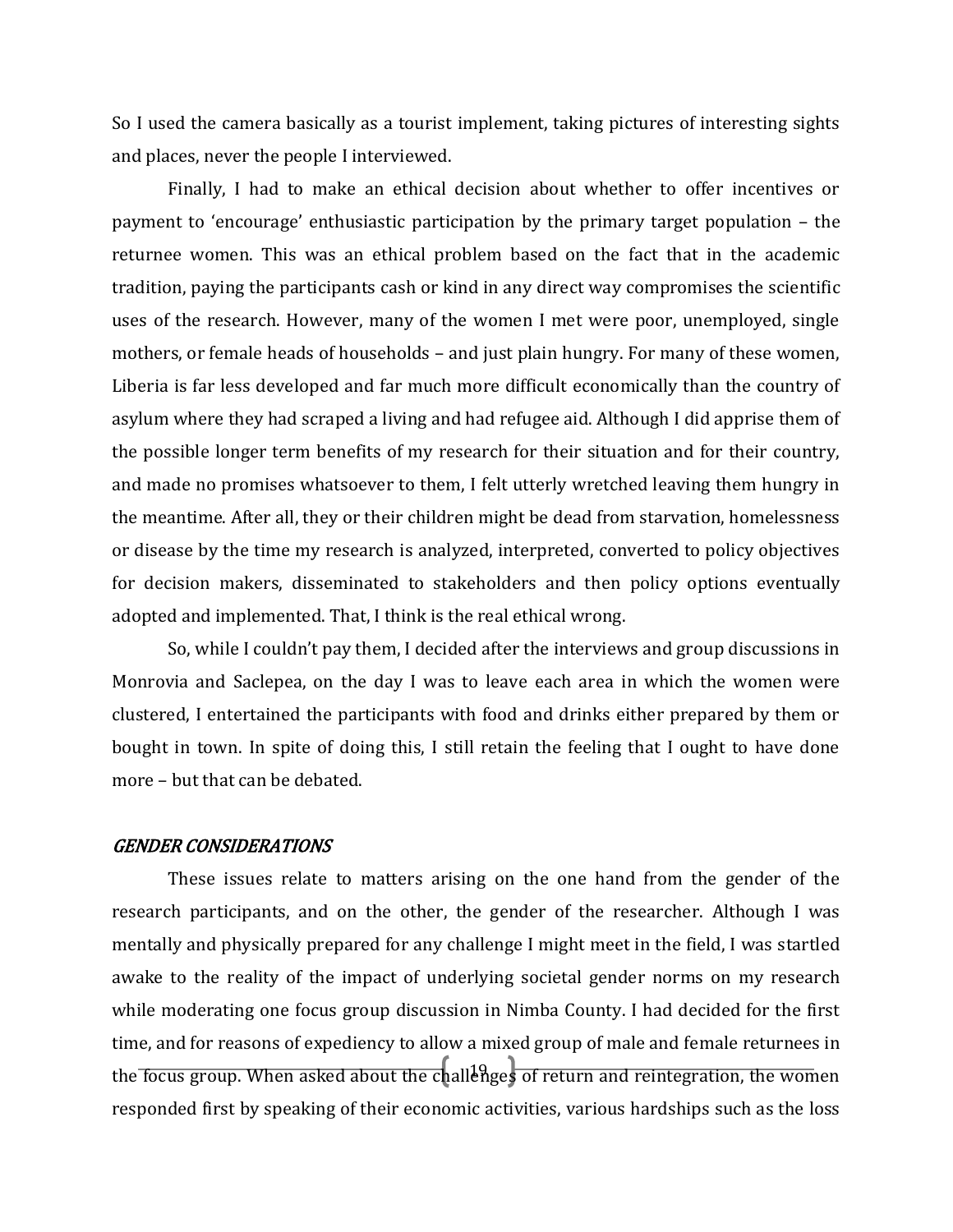So I used the camera basically as a tourist implement, taking pictures of interesting sights and places, never the people I interviewed.

Finally, I had to make an ethical decision about whether to offer incentives or payment to 'encourage' enthusiastic participation by the primary target population – the returnee women. This was an ethical problem based on the fact that in the academic tradition, paying the participants cash or kind in any direct way compromises the scientific uses of the research. However, many of the women I met were poor, unemployed, single mothers, or female heads of households – and just plain hungry. For many of these women, Liberia is far less developed and far much more difficult economically than the country of asylum where they had scraped a living and had refugee aid. Although I did apprise them of the possible longer term benefits of my research for their situation and for their country, and made no promises whatsoever to them, I felt utterly wretched leaving them hungry in the meantime. After all, they or their children might be dead from starvation, homelessness or disease by the time my research is analyzed, interpreted, converted to policy objectives for decision makers, disseminated to stakeholders and then policy options eventually adopted and implemented. That, I think is the real ethical wrong.

So, while I couldn't pay them, I decided after the interviews and group discussions in Monrovia and Saclepea, on the day I was to leave each area in which the women were clustered, I entertained the participants with food and drinks either prepared by them or bought in town. In spite of doing this, I still retain the feeling that I ought to have done more – but that can be debated.

### *GENDER CONSIDERATIONS*

These issues relate to matters arising on the one hand from the gender of the research participants, and on the other, the gender of the researcher. Although I was mentally and physically prepared for any challenge I might meet in the field, I was startled awake to the reality of the impact of underlying societal gender norms on my research while moderating one focus group discussion in Nimba County. I had decided for the first time, and for reasons of expediency to allow a mixed group of male and female returnees in the focus group. When asked about the challenges of return and reintegration, the women responded first by speaking of their economic activities, various hardships such as the loss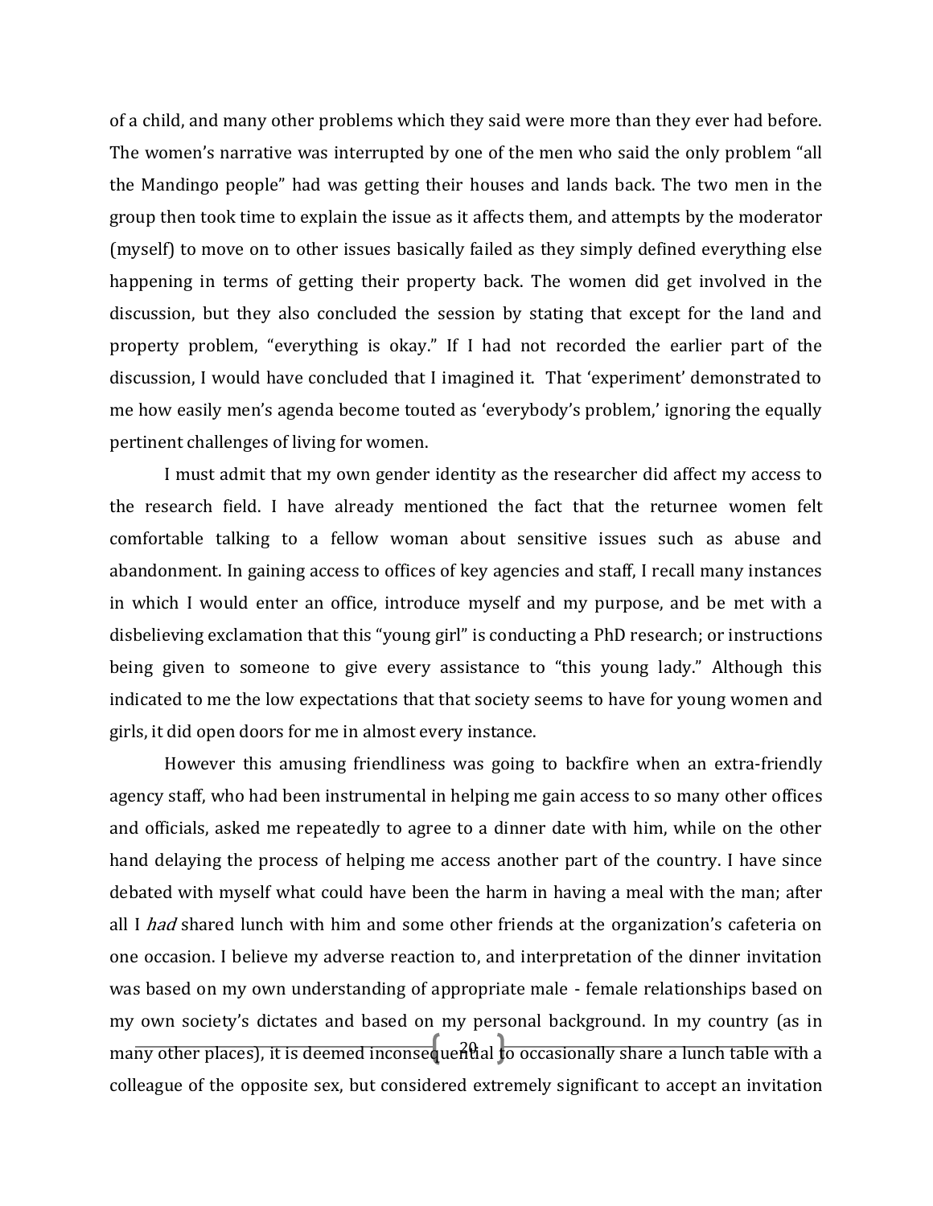of a child, and many other problems which they said were more than they ever had before. The women's narrative was interrupted by one of the men who said the only problem "all the Mandingo people" had was getting their houses and lands back. The two men in the group then took time to explain the issue as it affects them, and attempts by the moderator (myself) to move on to other issues basically failed as they simply defined everything else happening in terms of getting their property back. The women did get involved in the discussion, but they also concluded the session by stating that except for the land and property problem, "everything is okay." If I had not recorded the earlier part of the discussion, I would have concluded that I imagined it. That 'experiment' demonstrated to me how easily men's agenda become touted as 'everybody's problem,' ignoring the equally pertinent challenges of living for women.

I must admit that my own gender identity as the researcher did affect my access to the research field. I have already mentioned the fact that the returnee women felt comfortable talking to a fellow woman about sensitive issues such as abuse and abandonment. In gaining access to offices of key agencies and staff, I recall many instances in which I would enter an office, introduce myself and my purpose, and be met with a disbelieving exclamation that this "young girl" is conducting a PhD research; or instructions being given to someone to give every assistance to "this young lady." Although this indicated to me the low expectations that that society seems to have for young women and girls, it did open doors for me in almost every instance.

However this amusing friendliness was going to backfire when an extra-friendly agency staff, who had been instrumental in helping me gain access to so many other offices and officials, asked me repeatedly to agree to a dinner date with him, while on the other hand delaying the process of helping me access another part of the country. I have since debated with myself what could have been the harm in having a meal with the man; after all I *had* shared lunch with him and some other friends at the organization's cafeteria on one occasion. I believe my adverse reaction to, and interpretation of the dinner invitation was based on my own understanding of appropriate male - female relationships based on my own society's dictates and based on my personal background. In my country (as in many other places), it is deemed inconsequential to occasionally share a lunch table with a colleague of the opposite sex, but considered extremely significant to accept an invitation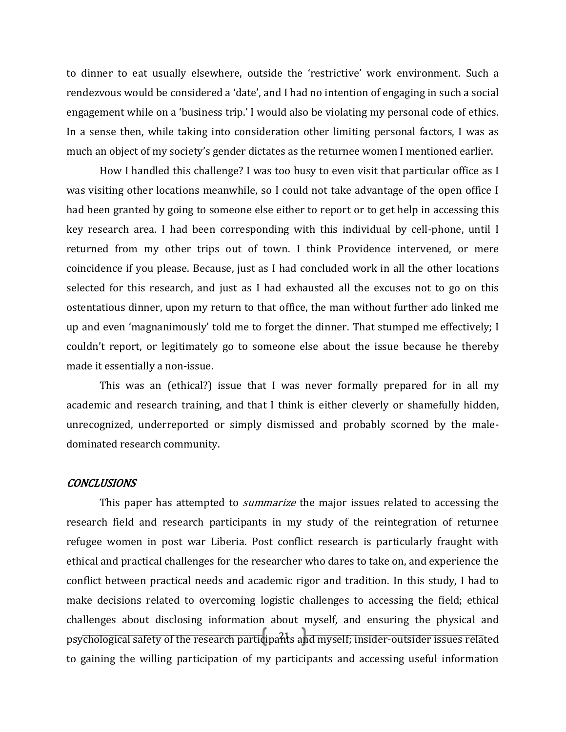to dinner to eat usually elsewhere, outside the 'restrictive' work environment. Such a rendezvous would be considered a 'date', and I had no intention of engaging in such a social engagement while on a 'business trip.' I would also be violating my personal code of ethics. In a sense then, while taking into consideration other limiting personal factors, I was as much an object of my society's gender dictates as the returnee women I mentioned earlier.

How I handled this challenge? I was too busy to even visit that particular office as I was visiting other locations meanwhile, so I could not take advantage of the open office I had been granted by going to someone else either to report or to get help in accessing this key research area. I had been corresponding with this individual by cell-phone, until I returned from my other trips out of town. I think Providence intervened, or mere coincidence if you please. Because, just as I had concluded work in all the other locations selected for this research, and just as I had exhausted all the excuses not to go on this ostentatious dinner, upon my return to that office, the man without further ado linked me up and even 'magnanimously' told me to forget the dinner. That stumped me effectively; I couldn't report, or legitimately go to someone else about the issue because he thereby made it essentially a non-issue.

This was an (ethical?) issue that I was never formally prepared for in all my academic and research training, and that I think is either cleverly or shamefully hidden, unrecognized, underreported or simply dismissed and probably scorned by the male-dominated research community.

## *CONCLUSIONS*

This paper has attempted to *summarize* the major issues related to accessing the research field and research participants in my study of the reintegration of returnee refugee women in post war Liberia. Post conflict research is particularly fraught with ethical and practical challenges for the researcher who dares to take on, and experience the conflict between practical needs and academic rigor and tradition. In this study, I had to make decisions related to overcoming logistic challenges to accessing the field; ethical challenges about disclosing information about myself, and ensuring the physical and psychological safety of the research participants and myself; insider-outsider issues related to gaining the willing participation of my participants and accessing useful information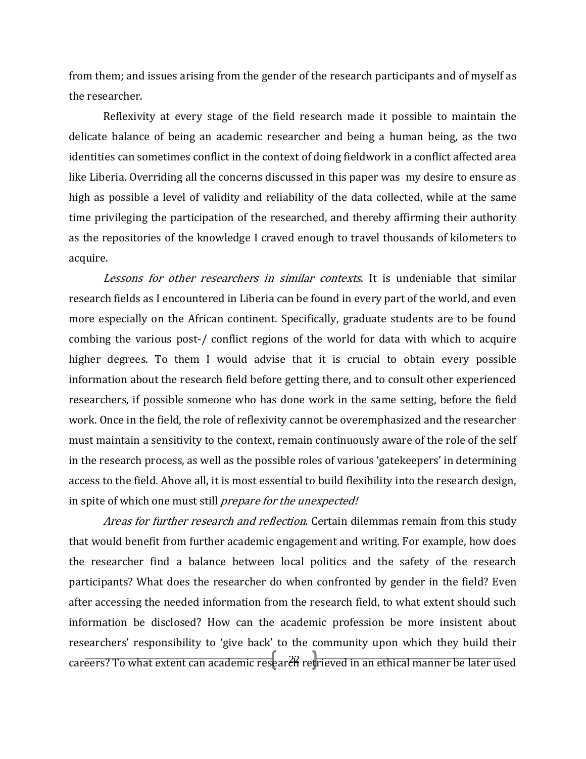from them; and issues arising from the gender of the research participants and of myself as the researcher.

Reflexivity at every stage of the field research made it possible to maintain the delicate balance of being an academic researcher and being a human being, as the two identities can sometimes conflict in the context of doing fieldwork in a conflict affected area like Liberia. Overriding all the concerns discussed in this paper was my desire to ensure as high as possible a level of validity and reliability of the data collected, while at the same time privileging the participation of the researched, and thereby affirming their authority as the repositories of the knowledge I craved enough to travel thousands of kilometers to acquire.

*Lessons for other researchers in similar contexts*. It is undeniable that similar research fields as I encountered in Liberia can be found in every part of the world, and even more especially on the African continent. Specifically, graduate students are to be found combing the various post-/ conflict regions of the world for data with which to acquire higher degrees. To them I would advise that it is crucial to obtain every possible information about the research field before getting there, and to consult other experienced researchers, if possible someone who has done work in the same setting, before the field work. Once in the field, the role of reflexivity cannot be overemphasized and the researcher must maintain a sensitivity to the context, remain continuously aware of the role of the self in the research process, as well as the possible roles of various 'gatekeepers' in determining access to the field. Above all, it is most essential to build flexibility into the research design, in spite of which one must still *prepare for the unexpected!*

*Areas for further research and reflection.* Certain dilemmas remain from this study that would benefit from further academic engagement and writing. For example, how does the researcher find a balance between local politics and the safety of the research participants? What does the researcher do when confronted by gender in the field? Even after accessing the needed information from the research field, to what extent should such information be disclosed? How can the academic profession be more insistent about researchers' responsibility to 'give back' to the community upon which they build their careers? To what extent can academic research retrieved in an ethical manner be later used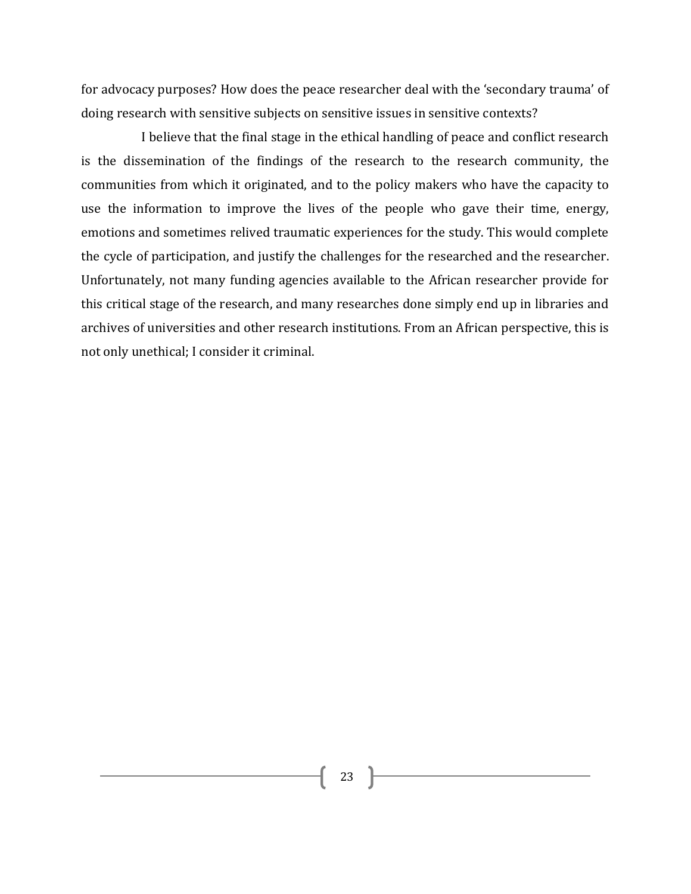for advocacy purposes? How does the peace researcher deal with the 'secondary trauma' of doing research with sensitive subjects on sensitive issues in sensitive contexts?

I believe that the final stage in the ethical handling of peace and conflict research is the dissemination of the findings of the research to the research community, the communities from which it originated, and to the policy makers who have the capacity to use the information to improve the lives of the people who gave their time, energy, emotions and sometimes relived traumatic experiences for the study. This would complete the cycle of participation, and justify the challenges for the researched and the researcher. Unfortunately, not many funding agencies available to the African researcher provide for this critical stage of the research, and many researches done simply end up in libraries and archives of universities and other research institutions. From an African perspective, this is not only unethical; I consider it criminal.